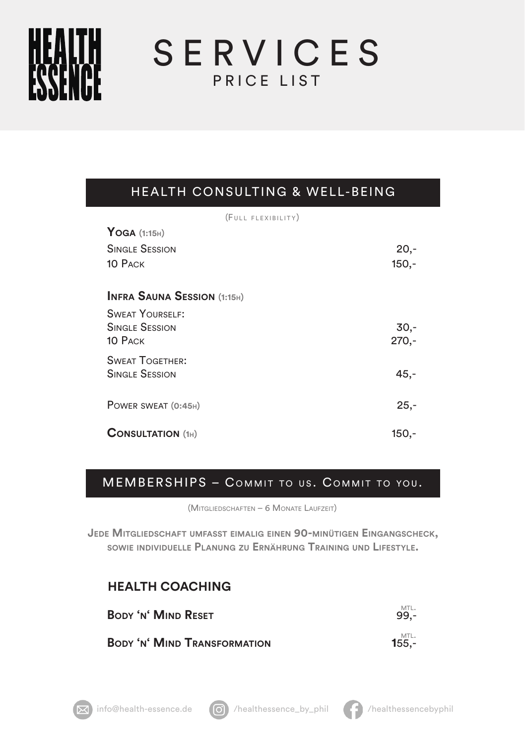# HEALTH ESSENCE

# SERVICES

PRICE LIST

## HEALTH CONSULTING & WELL-BEING

(Full flexibility)

**Yoga (1:15h)**

| | |
|---|---|
| Single Session | 20,- |
| 10 Pack | 150,- |

**Infra Sauna Session (1:15h)**

| | |
|---|---|
| Sweat Yourself: | |
| Single Session | 30,- |
| 10 Pack | 270,- |
| Sweat Together: | |
| Single Session | 45,- |
| Power sweat (0:45h) | 25,- |

| | |
|---|---|
| **Consultation (1h)** | 150,- |

## MEMBERSHIPS – Commit to us. Commit to you.

(Mitgliedschaften – 6 Monate Laufzeit)

**Jede Mitgliedschaft umfasst eimalig einen 90-minütigen Eingangscheck, sowie individuelle Planung zu Ernährung Training und Lifestyle.**

### HEALTH COACHING

| | |
|---|---|
| **Body 'n' Mind Reset** | mtl. 99,- |
| **Body 'n' Mind Transformation** | mtl. 155,- |

info@health-essence.de | /healthessence_by_phil | /healthessencebyphil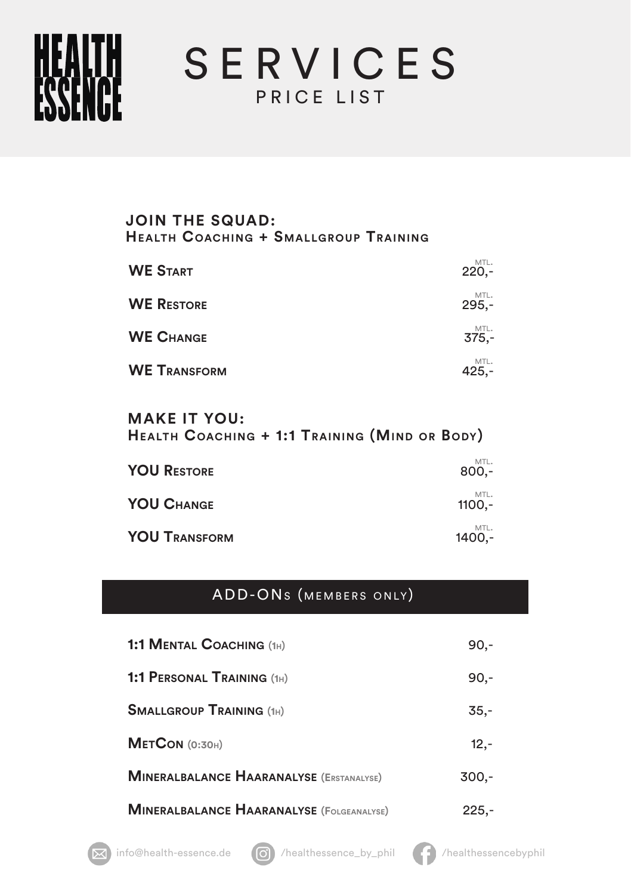# HEALTH ESSENCE

# SERVICES

## PRICE LIST

### JOIN THE SQUAD:
**Health Coaching + Smallgroup Training**

| | |
|---|---|
| **WE Start** | mtl. 220,- |
| **WE Restore** | mtl. 295,- |
| **WE Change** | mtl. 375,- |
| **WE Transform** | mtl. 425,- |

### MAKE IT YOU:
**Health Coaching + 1:1 Training (Mind or Body)**

| | |
|---|---|
| **YOU Restore** | mtl. 800,- |
| **YOU Change** | mtl. 1100,- |
| **YOU Transform** | mtl. 1400,- |

## ADD-ONs (members only)

| | |
|---|---|
| **1:1 Mental Coaching** (1h) | 90,- |
| **1:1 Personal Training** (1h) | 90,- |
| **Smallgroup Training** (1h) | 35,- |
| **MetCon** (0:30h) | 12,- |
| **Mineralbalance Haaranalyse** (Erstanalyse) | 300,- |
| **Mineralbalance Haaranalyse** (Folgeanalyse) | 225,- |

info@health-essence.de | /healthessence_by_phil | /healthessencebyphil